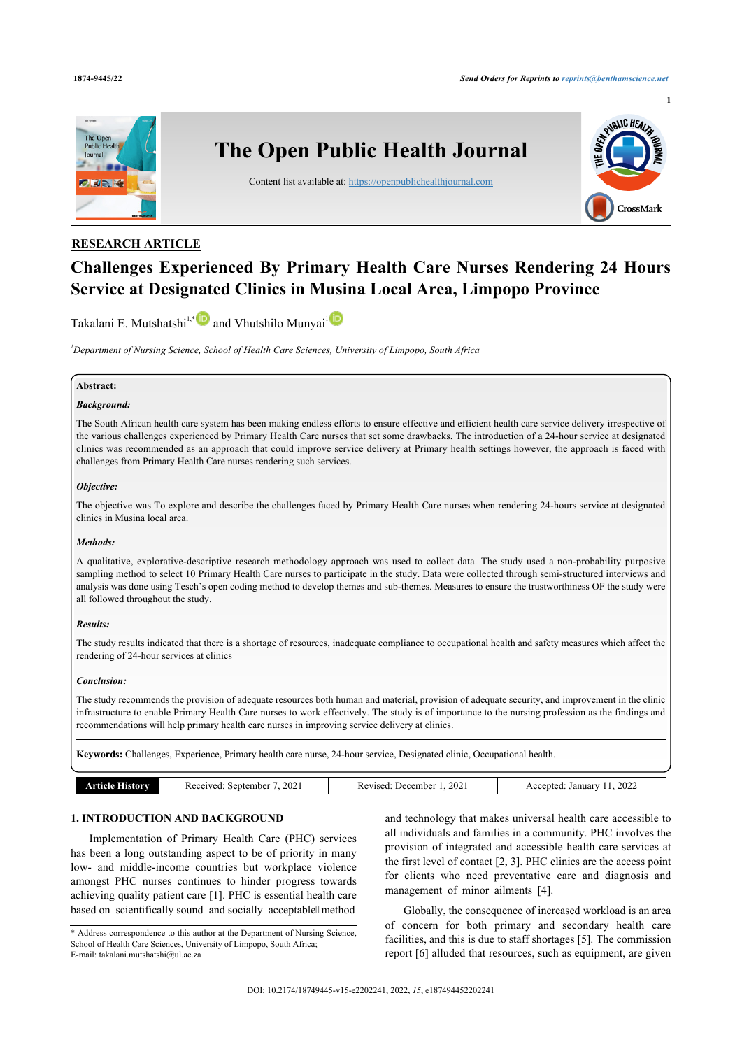RESEARCH ARTICLE

# Challenges Experienced By Primary Health Care Nurses Rendering 24 Hours Service at Designated Clinics in Musina Local Area, Limpopo Province

Takalani E. Mutshatshi[1,*] and Vhutshilo Munyai[1]

[1]*Department of Nursing Science, School of Health Care Sciences, University of Limpopo, South Africa*

**Abstract:**

***Background:***

The South African health care system has been making endless efforts to ensure effective and efficient health care service delivery irrespective of the various challenges experienced by Primary Health Care nurses that set some drawbacks. The introduction of a 24-hour service at designated clinics was recommended as an approach that could improve service delivery at Primary health settings however, the approach is faced with challenges from Primary Health Care nurses rendering such services.

***Objective:***

The objective was To explore and describe the challenges faced by Primary Health Care nurses when rendering 24-hours service at designated clinics in Musina local area.

***Methods:***

A qualitative, explorative-descriptive research methodology approach was used to collect data. The study used a non-probability purposive sampling method to select 10 Primary Health Care nurses to participate in the study. Data were collected through semi-structured interviews and analysis was done using Tesch's open coding method to develop themes and sub-themes. Measures to ensure the trustworthiness OF the study were all followed throughout the study.

***Results:***

The study results indicated that there is a shortage of resources, inadequate compliance to occupational health and safety measures which affect the rendering of 24-hour services at clinics

***Conclusion:***

The study recommends the provision of adequate resources both human and material, provision of adequate security, and improvement in the clinic infrastructure to enable Primary Health Care nurses to work effectively. The study is of importance to the nursing profession as the findings and recommendations will help primary health care nurses in improving service delivery at clinics.

**Keywords:** Challenges, Experience, Primary health care nurse, 24-hour service, Designated clinic, Occupational health.

| Article History | Received: September 7, 2021 | Revised: December 1, 2021 | Accepted: January 11, 2022 |
|---|---|---|---|

## 1. INTRODUCTION AND BACKGROUND

Implementation of Primary Health Care (PHC) services has been a long outstanding aspect to be of priority in many low- and middle-income countries but workplace violence amongst PHC nurses continues to hinder progress towards achieving quality patient care [1]. PHC is essential health care based on scientifically sound and socially acceptable method and technology that makes universal health care accessible to all individuals and families in a community. PHC involves the provision of integrated and accessible health care services at the first level of contact [2, 3]. PHC clinics are the access point for clients who need preventative care and diagnosis and management of minor ailments [4].

Globally, the consequence of increased workload is an area of concern for both primary and secondary health care facilities, and this is due to staff shortages [5]. The commission report [6] alluded that resources, such as equipment, are given

\* Address correspondence to this author at the Department of Nursing Science, School of Health Care Sciences, University of Limpopo, South Africa; E-mail: takalani.mutshatshi@ul.ac.za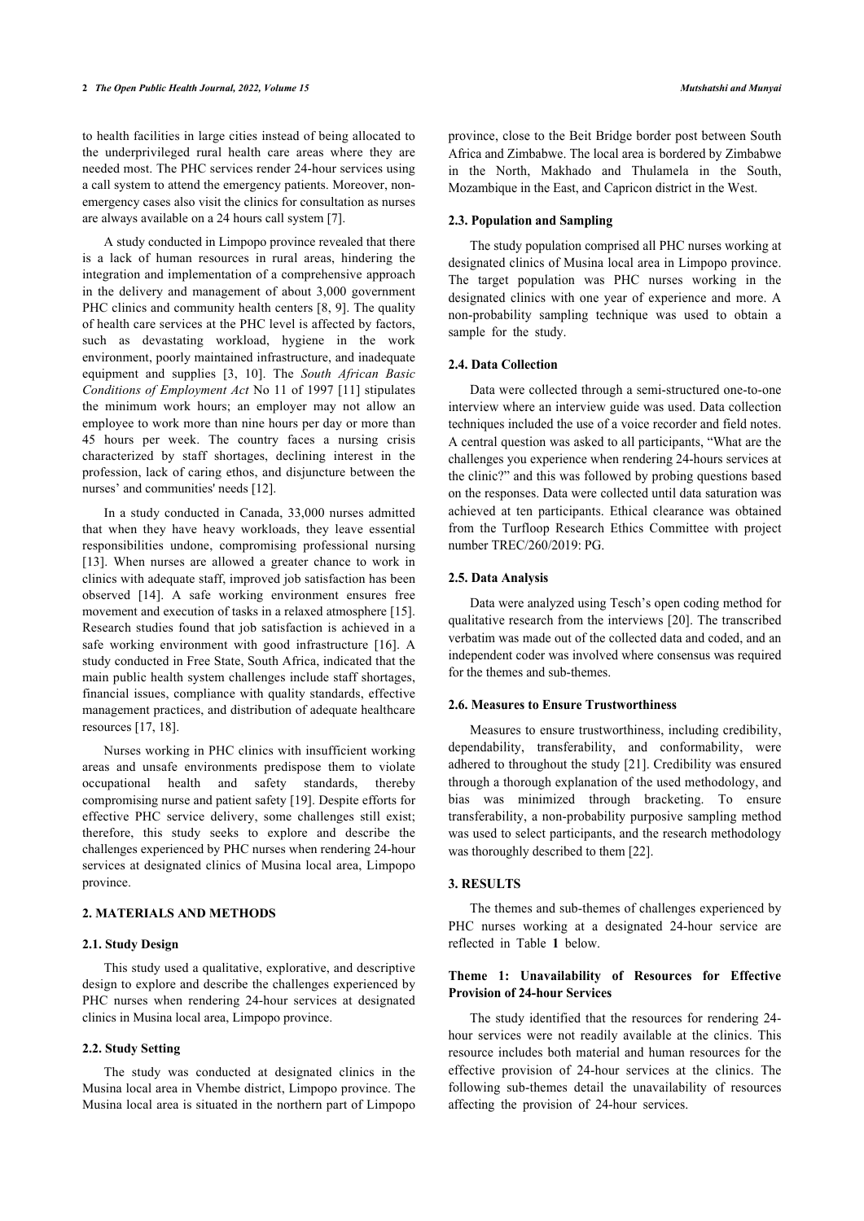to health facilities in large cities instead of being allocated to the underprivileged rural health care areas where they are needed most. The PHC services render 24-hour services using a call system to attend the emergency patients. Moreover, non-emergency cases also visit the clinics for consultation as nurses are always available on a 24 hours call system [7].

A study conducted in Limpopo province revealed that there is a lack of human resources in rural areas, hindering the integration and implementation of a comprehensive approach in the delivery and management of about 3,000 government PHC clinics and community health centers [8, 9]. The quality of health care services at the PHC level is affected by factors, such as devastating workload, hygiene in the work environment, poorly maintained infrastructure, and inadequate equipment and supplies [3, 10]. The *South African Basic Conditions of Employment Act* No 11 of 1997 [11] stipulates the minimum work hours; an employer may not allow an employee to work more than nine hours per day or more than 45 hours per week. The country faces a nursing crisis characterized by staff shortages, declining interest in the profession, lack of caring ethos, and disjuncture between the nurses' and communities' needs [12].

In a study conducted in Canada, 33,000 nurses admitted that when they have heavy workloads, they leave essential responsibilities undone, compromising professional nursing [13]. When nurses are allowed a greater chance to work in clinics with adequate staff, improved job satisfaction has been observed [14]. A safe working environment ensures free movement and execution of tasks in a relaxed atmosphere [15]. Research studies found that job satisfaction is achieved in a safe working environment with good infrastructure [16]. A study conducted in Free State, South Africa, indicated that the main public health system challenges include staff shortages, financial issues, compliance with quality standards, effective management practices, and distribution of adequate healthcare resources [17, 18].

Nurses working in PHC clinics with insufficient working areas and unsafe environments predispose them to violate occupational health and safety standards, thereby compromising nurse and patient safety [19]. Despite efforts for effective PHC service delivery, some challenges still exist; therefore, this study seeks to explore and describe the challenges experienced by PHC nurses when rendering 24-hour services at designated clinics of Musina local area, Limpopo province.

## 2. MATERIALS AND METHODS

### 2.1. Study Design

This study used a qualitative, explorative, and descriptive design to explore and describe the challenges experienced by PHC nurses when rendering 24-hour services at designated clinics in Musina local area, Limpopo province.

### 2.2. Study Setting

The study was conducted at designated clinics in the Musina local area in Vhembe district, Limpopo province. The Musina local area is situated in the northern part of Limpopo province, close to the Beit Bridge border post between South Africa and Zimbabwe. The local area is bordered by Zimbabwe in the North, Makhado and Thulamela in the South, Mozambique in the East, and Capricon district in the West.

### 2.3. Population and Sampling

The study population comprised all PHC nurses working at designated clinics of Musina local area in Limpopo province. The target population was PHC nurses working in the designated clinics with one year of experience and more. A non-probability sampling technique was used to obtain a sample for the study.

### 2.4. Data Collection

Data were collected through a semi-structured one-to-one interview where an interview guide was used. Data collection techniques included the use of a voice recorder and field notes. A central question was asked to all participants, "What are the challenges you experience when rendering 24-hours services at the clinic?" and this was followed by probing questions based on the responses. Data were collected until data saturation was achieved at ten participants. Ethical clearance was obtained from the Turfloop Research Ethics Committee with project number TREC/260/2019: PG.

### 2.5. Data Analysis

Data were analyzed using Tesch's open coding method for qualitative research from the interviews [20]. The transcribed verbatim was made out of the collected data and coded, and an independent coder was involved where consensus was required for the themes and sub-themes.

### 2.6. Measures to Ensure Trustworthiness

Measures to ensure trustworthiness, including credibility, dependability, transferability, and conformability, were adhered to throughout the study [21]. Credibility was ensured through a thorough explanation of the used methodology, and bias was minimized through bracketing. To ensure transferability, a non-probability purposive sampling method was used to select participants, and the research methodology was thoroughly described to them [22].

## 3. RESULTS

The themes and sub-themes of challenges experienced by PHC nurses working at a designated 24-hour service are reflected in Table **1** below.

### Theme 1: Unavailability of Resources for Effective Provision of 24-hour Services

The study identified that the resources for rendering 24-hour services were not readily available at the clinics. This resource includes both material and human resources for the effective provision of 24-hour services at the clinics. The following sub-themes detail the unavailability of resources affecting the provision of 24-hour services.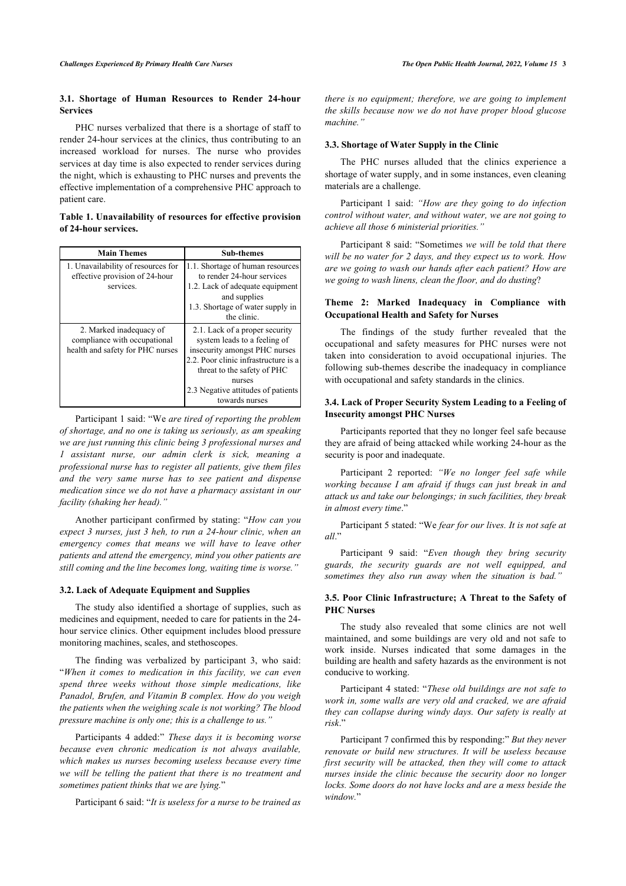### 3.1. Shortage of Human Resources to Render 24-hour Services

PHC nurses verbalized that there is a shortage of staff to render 24-hour services at the clinics, thus contributing to an increased workload for nurses. The nurse who provides services at day time is also expected to render services during the night, which is exhausting to PHC nurses and prevents the effective implementation of a comprehensive PHC approach to patient care.

**Table 1. Unavailability of resources for effective provision of 24-hour services.**

| Main Themes | Sub-themes |
|---|---|
| 1. Unavailability of resources for effective provision of 24-hour services. | 1.1. Shortage of human resources to render 24-hour services<br>1.2. Lack of adequate equipment and supplies<br>1.3. Shortage of water supply in the clinic. |
| 2. Marked inadequacy of compliance with occupational health and safety for PHC nurses | 2.1. Lack of a proper security system leads to a feeling of insecurity amongst PHC nurses<br>2.2. Poor clinic infrastructure is a threat to the safety of PHC nurses<br>2.3 Negative attitudes of patients towards nurses |

Participant 1 said: "We *are tired of reporting the problem of shortage, and no one is taking us seriously, as am speaking we are just running this clinic being 3 professional nurses and 1 assistant nurse, our admin clerk is sick, meaning a professional nurse has to register all patients, give them files and the very same nurse has to see patient and dispense medication since we do not have a pharmacy assistant in our facility (shaking her head)."*

Another participant confirmed by stating: "*How can you expect 3 nurses, just 3 heh, to run a 24-hour clinic, when an emergency comes that means we will have to leave other patients and attend the emergency, mind you other patients are still coming and the line becomes long, waiting time is worse."*

### 3.2. Lack of Adequate Equipment and Supplies

The study also identified a shortage of supplies, such as medicines and equipment, needed to care for patients in the 24-hour service clinics. Other equipment includes blood pressure monitoring machines, scales, and stethoscopes.

The finding was verbalized by participant 3, who said: "*When it comes to medication in this facility, we can even spend three weeks without those simple medications, like Panadol, Brufen, and Vitamin B complex. How do you weigh the patients when the weighing scale is not working? The blood pressure machine is only one; this is a challenge to us."*

Participants 4 added:" *These days it is becoming worse because even chronic medication is not always available, which makes us nurses becoming useless because every time we will be telling the patient that there is no treatment and sometimes patient thinks that we are lying.*"

Participant 6 said: "*It is useless for a nurse to be trained as there is no equipment; therefore, we are going to implement the skills because now we do not have proper blood glucose machine."*

### 3.3. Shortage of Water Supply in the Clinic

The PHC nurses alluded that the clinics experience a shortage of water supply, and in some instances, even cleaning materials are a challenge.

Participant 1 said: *"How are they going to do infection control without water, and without water, we are not going to achieve all those 6 ministerial priorities."*

Participant 8 said: "Sometimes *we will be told that there will be no water for 2 days, and they expect us to work. How are we going to wash our hands after each patient? How are we going to wash linens, clean the floor, and do dusting*?

### Theme 2: Marked Inadequacy in Compliance with Occupational Health and Safety for Nurses

The findings of the study further revealed that the occupational and safety measures for PHC nurses were not taken into consideration to avoid occupational injuries. The following sub-themes describe the inadequacy in compliance with occupational and safety standards in the clinics.

### 3.4. Lack of Proper Security System Leading to a Feeling of Insecurity amongst PHC Nurses

Participants reported that they no longer feel safe because they are afraid of being attacked while working 24-hour as the security is poor and inadequate.

Participant 2 reported: *"We no longer feel safe while working because I am afraid if thugs can just break in and attack us and take our belongings; in such facilities, they break in almost every time*."

Participant 5 stated: "We *fear for our lives. It is not safe at all*."

Participant 9 said: "*Even though they bring security guards, the security guards are not well equipped, and sometimes they also run away when the situation is bad."*

### 3.5. Poor Clinic Infrastructure; A Threat to the Safety of PHC Nurses

The study also revealed that some clinics are not well maintained, and some buildings are very old and not safe to work inside. Nurses indicated that some damages in the building are health and safety hazards as the environment is not conducive to working.

Participant 4 stated: "*These old buildings are not safe to work in, some walls are very old and cracked, we are afraid they can collapse during windy days. Our safety is really at risk*."

Participant 7 confirmed this by responding:" *But they never renovate or build new structures. It will be useless because first security will be attacked, then they will come to attack nurses inside the clinic because the security door no longer locks. Some doors do not have locks and are a mess beside the window.*"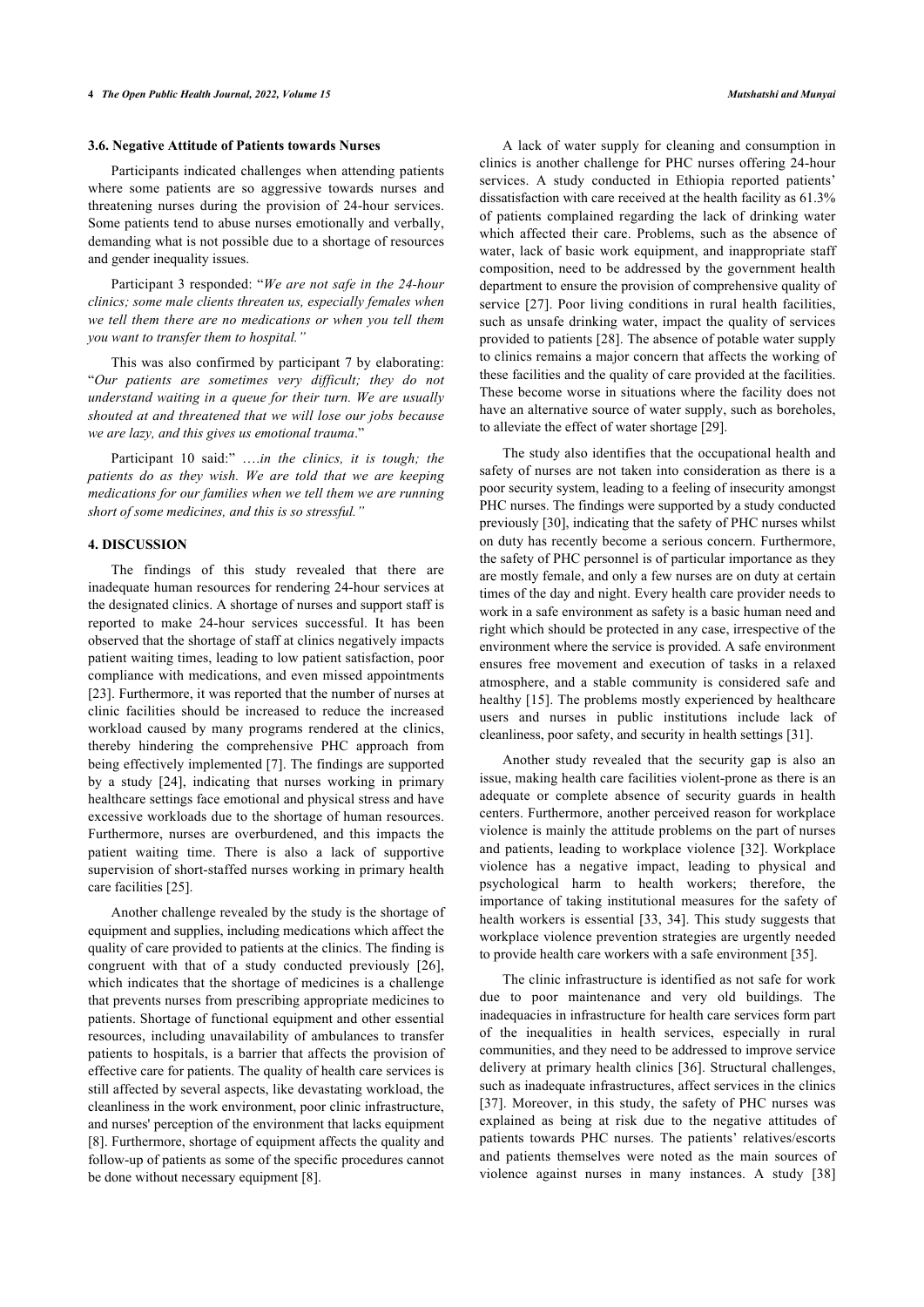### 3.6. Negative Attitude of Patients towards Nurses

Participants indicated challenges when attending patients where some patients are so aggressive towards nurses and threatening nurses during the provision of 24-hour services. Some patients tend to abuse nurses emotionally and verbally, demanding what is not possible due to a shortage of resources and gender inequality issues.

Participant 3 responded: "*We are not safe in the 24-hour clinics; some male clients threaten us, especially females when we tell them there are no medications or when you tell them you want to transfer them to hospital.*"

This was also confirmed by participant 7 by elaborating: "*Our patients are sometimes very difficult; they do not understand waiting in a queue for their turn. We are usually shouted at and threatened that we will lose our jobs because we are lazy, and this gives us emotional trauma*."

Participant 10 said:" ….*in the clinics, it is tough; the patients do as they wish. We are told that we are keeping medications for our families when we tell them we are running short of some medicines, and this is so stressful.*"

## 4. DISCUSSION

The findings of this study revealed that there are inadequate human resources for rendering 24-hour services at the designated clinics. A shortage of nurses and support staff is reported to make 24-hour services successful. It has been observed that the shortage of staff at clinics negatively impacts patient waiting times, leading to low patient satisfaction, poor compliance with medications, and even missed appointments [23]. Furthermore, it was reported that the number of nurses at clinic facilities should be increased to reduce the increased workload caused by many programs rendered at the clinics, thereby hindering the comprehensive PHC approach from being effectively implemented [7]. The findings are supported by a study [24], indicating that nurses working in primary healthcare settings face emotional and physical stress and have excessive workloads due to the shortage of human resources. Furthermore, nurses are overburdened, and this impacts the patient waiting time. There is also a lack of supportive supervision of short-staffed nurses working in primary health care facilities [25].

Another challenge revealed by the study is the shortage of equipment and supplies, including medications which affect the quality of care provided to patients at the clinics. The finding is congruent with that of a study conducted previously [26], which indicates that the shortage of medicines is a challenge that prevents nurses from prescribing appropriate medicines to patients. Shortage of functional equipment and other essential resources, including unavailability of ambulances to transfer patients to hospitals, is a barrier that affects the provision of effective care for patients. The quality of health care services is still affected by several aspects, like devastating workload, the cleanliness in the work environment, poor clinic infrastructure, and nurses' perception of the environment that lacks equipment [8]. Furthermore, shortage of equipment affects the quality and follow-up of patients as some of the specific procedures cannot be done without necessary equipment [8].

A lack of water supply for cleaning and consumption in clinics is another challenge for PHC nurses offering 24-hour services. A study conducted in Ethiopia reported patients' dissatisfaction with care received at the health facility as 61.3% of patients complained regarding the lack of drinking water which affected their care. Problems, such as the absence of water, lack of basic work equipment, and inappropriate staff composition, need to be addressed by the government health department to ensure the provision of comprehensive quality of service [27]. Poor living conditions in rural health facilities, such as unsafe drinking water, impact the quality of services provided to patients [28]. The absence of potable water supply to clinics remains a major concern that affects the working of these facilities and the quality of care provided at the facilities. These become worse in situations where the facility does not have an alternative source of water supply, such as boreholes, to alleviate the effect of water shortage [29].

The study also identifies that the occupational health and safety of nurses are not taken into consideration as there is a poor security system, leading to a feeling of insecurity amongst PHC nurses. The findings were supported by a study conducted previously [30], indicating that the safety of PHC nurses whilst on duty has recently become a serious concern. Furthermore, the safety of PHC personnel is of particular importance as they are mostly female, and only a few nurses are on duty at certain times of the day and night. Every health care provider needs to work in a safe environment as safety is a basic human need and right which should be protected in any case, irrespective of the environment where the service is provided. A safe environment ensures free movement and execution of tasks in a relaxed atmosphere, and a stable community is considered safe and healthy [15]. The problems mostly experienced by healthcare users and nurses in public institutions include lack of cleanliness, poor safety, and security in health settings [31].

Another study revealed that the security gap is also an issue, making health care facilities violent-prone as there is an adequate or complete absence of security guards in health centers. Furthermore, another perceived reason for workplace violence is mainly the attitude problems on the part of nurses and patients, leading to workplace violence [32]. Workplace violence has a negative impact, leading to physical and psychological harm to health workers; therefore, the importance of taking institutional measures for the safety of health workers is essential [33, 34]. This study suggests that workplace violence prevention strategies are urgently needed to provide health care workers with a safe environment [35].

The clinic infrastructure is identified as not safe for work due to poor maintenance and very old buildings. The inadequacies in infrastructure for health care services form part of the inequalities in health services, especially in rural communities, and they need to be addressed to improve service delivery at primary health clinics [36]. Structural challenges, such as inadequate infrastructures, affect services in the clinics [37]. Moreover, in this study, the safety of PHC nurses was explained as being at risk due to the negative attitudes of patients towards PHC nurses. The patients' relatives/escorts and patients themselves were noted as the main sources of violence against nurses in many instances. A study [38]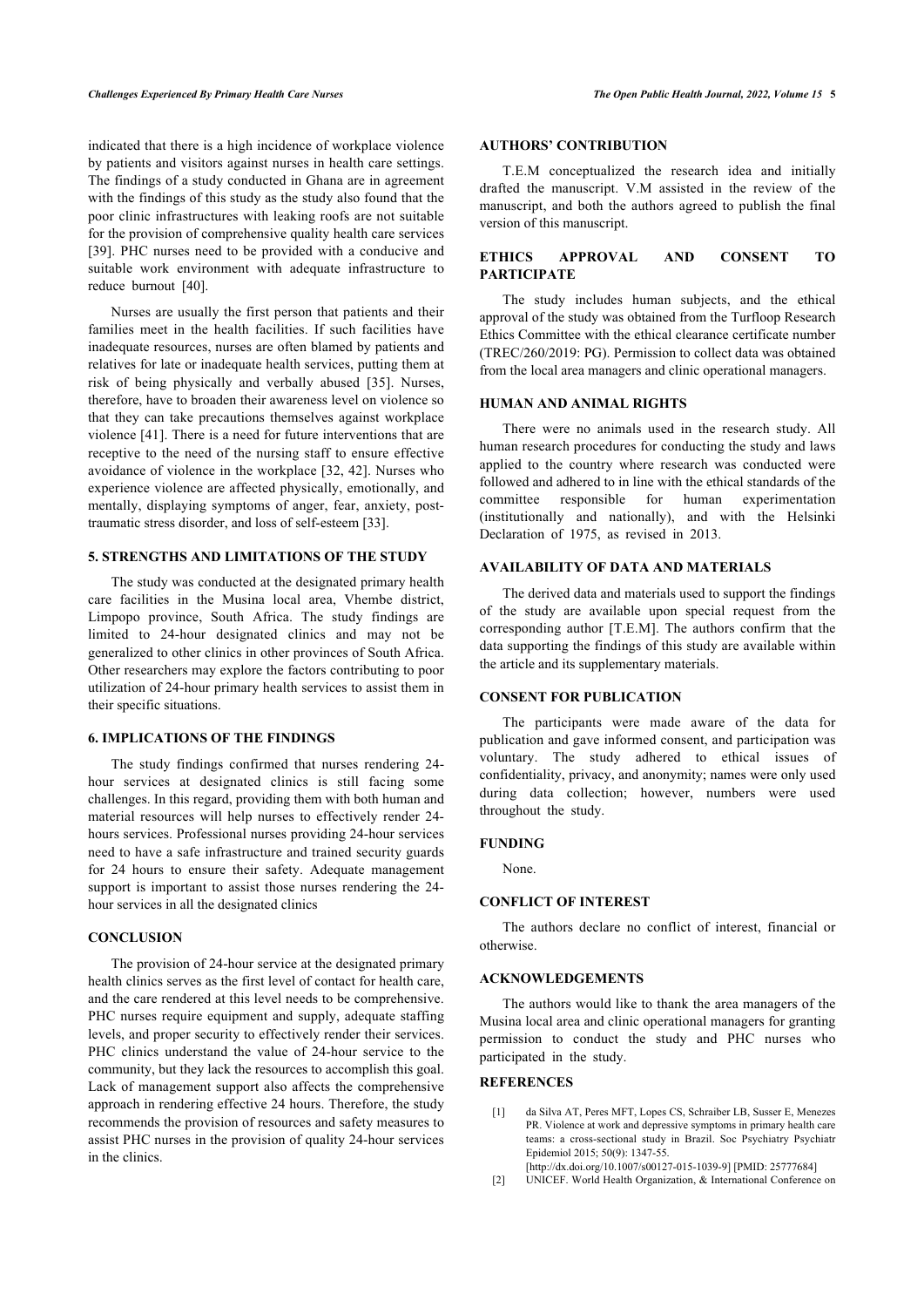indicated that there is a high incidence of workplace violence by patients and visitors against nurses in health care settings. The findings of a study conducted in Ghana are in agreement with the findings of this study as the study also found that the poor clinic infrastructures with leaking roofs are not suitable for the provision of comprehensive quality health care services [39]. PHC nurses need to be provided with a conducive and suitable work environment with adequate infrastructure to reduce burnout [40].

Nurses are usually the first person that patients and their families meet in the health facilities. If such facilities have inadequate resources, nurses are often blamed by patients and relatives for late or inadequate health services, putting them at risk of being physically and verbally abused [35]. Nurses, therefore, have to broaden their awareness level on violence so that they can take precautions themselves against workplace violence [41]. There is a need for future interventions that are receptive to the need of the nursing staff to ensure effective avoidance of violence in the workplace [32, 42]. Nurses who experience violence are affected physically, emotionally, and mentally, displaying symptoms of anger, fear, anxiety, post-traumatic stress disorder, and loss of self-esteem [33].

## 5. STRENGTHS AND LIMITATIONS OF THE STUDY

The study was conducted at the designated primary health care facilities in the Musina local area, Vhembe district, Limpopo province, South Africa. The study findings are limited to 24-hour designated clinics and may not be generalized to other clinics in other provinces of South Africa. Other researchers may explore the factors contributing to poor utilization of 24-hour primary health services to assist them in their specific situations.

## 6. IMPLICATIONS OF THE FINDINGS

The study findings confirmed that nurses rendering 24-hour services at designated clinics is still facing some challenges. In this regard, providing them with both human and material resources will help nurses to effectively render 24-hours services. Professional nurses providing 24-hour services need to have a safe infrastructure and trained security guards for 24 hours to ensure their safety. Adequate management support is important to assist those nurses rendering the 24-hour services in all the designated clinics

## CONCLUSION

The provision of 24-hour service at the designated primary health clinics serves as the first level of contact for health care, and the care rendered at this level needs to be comprehensive. PHC nurses require equipment and supply, adequate staffing levels, and proper security to effectively render their services. PHC clinics understand the value of 24-hour service to the community, but they lack the resources to accomplish this goal. Lack of management support also affects the comprehensive approach in rendering effective 24 hours. Therefore, the study recommends the provision of resources and safety measures to assist PHC nurses in the provision of quality 24-hour services in the clinics.

## AUTHORS' CONTRIBUTION

T.E.M conceptualized the research idea and initially drafted the manuscript. V.M assisted in the review of the manuscript, and both the authors agreed to publish the final version of this manuscript.

## ETHICS APPROVAL AND CONSENT TO PARTICIPATE

The study includes human subjects, and the ethical approval of the study was obtained from the Turfloop Research Ethics Committee with the ethical clearance certificate number (TREC/260/2019: PG). Permission to collect data was obtained from the local area managers and clinic operational managers.

## HUMAN AND ANIMAL RIGHTS

There were no animals used in the research study. All human research procedures for conducting the study and laws applied to the country where research was conducted were followed and adhered to in line with the ethical standards of the committee responsible for human experimentation (institutionally and nationally), and with the Helsinki Declaration of 1975, as revised in 2013.

## AVAILABILITY OF DATA AND MATERIALS

The derived data and materials used to support the findings of the study are available upon special request from the corresponding author [T.E.M]. The authors confirm that the data supporting the findings of this study are available within the article and its supplementary materials.

## CONSENT FOR PUBLICATION

The participants were made aware of the data for publication and gave informed consent, and participation was voluntary. The study adhered to ethical issues of confidentiality, privacy, and anonymity; names were only used during data collection; however, numbers were used throughout the study.

## FUNDING

None.

## CONFLICT OF INTEREST

The authors declare no conflict of interest, financial or otherwise.

## ACKNOWLEDGEMENTS

The authors would like to thank the area managers of the Musina local area and clinic operational managers for granting permission to conduct the study and PHC nurses who participated in the study.

## REFERENCES

[1] da Silva AT, Peres MFT, Lopes CS, Schraiber LB, Susser E, Menezes PR. Violence at work and depressive symptoms in primary health care teams: a cross-sectional study in Brazil. Soc Psychiatry Psychiatr Epidemiol 2015; 50(9): 1347-55. [http://dx.doi.org/10.1007/s00127-015-1039-9] [PMID: 25777684]

[2] UNICEF. World Health Organization, & International Conference on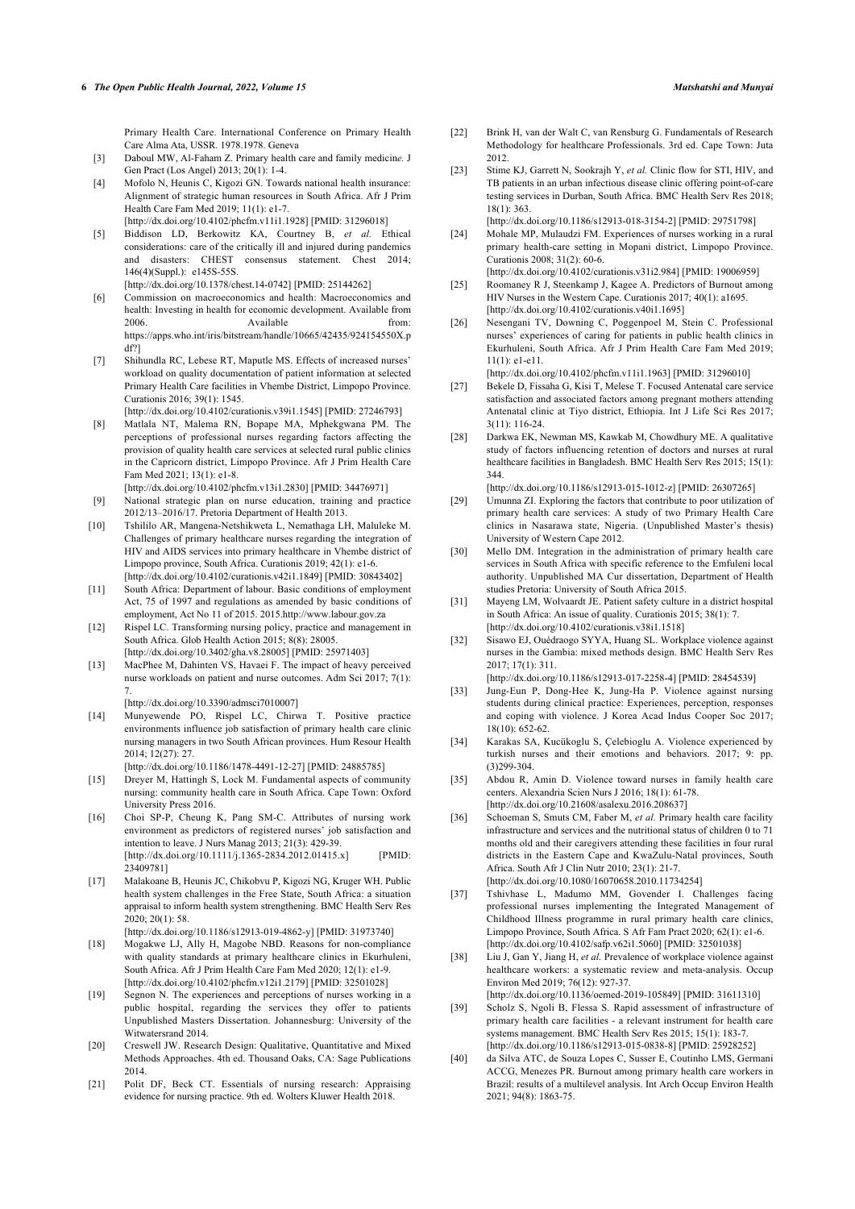Primary Health Care. International Conference on Primary Health Care Alma Ata, USSR. 1978.1978. Geneva

[3] Daboul MW, Al-Faham Z. Primary health care and family medicin*e.* J Gen Pract (Los Angel) 2013; 20(1): 1-4.

[4] Mofolo N, Heunis C, Kigozi GN. Towards national health insurance: Alignment of strategic human resources in South Africa. Afr J Prim Health Care Fam Med 2019; 11(1): e1-7. [http://dx.doi.org/10.4102/phcfm.v11i1.1928] [PMID: 31296018]

[5] Biddison LD, Berkowitz KA, Courtney B, *et al.* Ethical considerations: care of the critically ill and injured during pandemics and disasters: CHEST consensus statement. Chest 2014; 146(4)(Suppl.): e145S-55S. [http://dx.doi.org/10.1378/chest.14-0742] [PMID: 25144262]

[6] Commission on macroeconomics and health: Macroeconomics and health: Investing in health for economic development. Available from 2006. Available from: https://apps.who.int/iris/bitstream/handle/10665/42435/924154550X.pdf?]

[7] Shihundla RC, Lebese RT, Maputle MS. Effects of increased nurses' workload on quality documentation of patient information at selected Primary Health Care facilities in Vhembe District, Limpopo Province. Curationis 2016; 39(1): 1545. [http://dx.doi.org/10.4102/curationis.v39i1.1545] [PMID: 27246793]

[8] Matlala NT, Malema RN, Bopape MA, Mphekgwana PM. The perceptions of professional nurses regarding factors affecting the provision of quality health care services at selected rural public clinics in the Capricorn district, Limpopo Province. Afr J Prim Health Care Fam Med 2021; 13(1): e1-8. [http://dx.doi.org/10.4102/phcfm.v13i1.2830] [PMID: 34476971]

[9] National strategic plan on nurse education, training and practice 2012/13–2016/17. Pretoria Department of Health 2013.

[10] Tshililo AR, Mangena-Netshikweta L, Nemathaga LH, Maluleke M. Challenges of primary healthcare nurses regarding the integration of HIV and AIDS services into primary healthcare in Vhembe district of Limpopo province, South Africa. Curationis 2019; 42(1): e1-6. [http://dx.doi.org/10.4102/curationis.v42i1.1849] [PMID: 30843402]

[11] South Africa: Department of labour. Basic conditions of employment Act, 75 of 1997 and regulations as amended by basic conditions of employment, Act No 11 of 2015. 2015.http://www.labour.gov.za

[12] Rispel LC. Transforming nursing policy, practice and management in South Africa. Glob Health Action 2015; 8(8): 28005. [http://dx.doi.org/10.3402/gha.v8.28005] [PMID: 25971403]

[13] MacPhee M, Dahinten VS, Havaei F. The impact of heavy perceived nurse workloads on patient and nurse outcomes. Adm Sci 2017; 7(1): 7. [http://dx.doi.org/10.3390/admsci7010007]

[14] Munyewende PO, Rispel LC, Chirwa T. Positive practice environments influence job satisfaction of primary health care clinic nursing managers in two South African provinces. Hum Resour Health 2014; 12(27): 27. [http://dx.doi.org/10.1186/1478-4491-12-27] [PMID: 24885785]

[15] Dreyer M, Hattingh S, Lock M. Fundamental aspects of community nursing: community health care in South Africa. Cape Town: Oxford University Press 2016.

[16] Choi SP-P, Cheung K, Pang SM-C. Attributes of nursing work environment as predictors of registered nurses' job satisfaction and intention to leave. J Nurs Manag 2013; 21(3): 429-39. [http://dx.doi.org/10.1111/j.1365-2834.2012.01415.x] [PMID: 23409781]

[17] Malakoane B, Heunis JC, Chikobvu P, Kigozi NG, Kruger WH. Public health system challenges in the Free State, South Africa: a situation appraisal to inform health system strengthening. BMC Health Serv Res 2020; 20(1): 58. [http://dx.doi.org/10.1186/s12913-019-4862-y] [PMID: 31973740]

[18] Mogakwe LJ, Ally H, Magobe NBD. Reasons for non-compliance with quality standards at primary healthcare clinics in Ekurhuleni, South Africa. Afr J Prim Health Care Fam Med 2020; 12(1): e1-9. [http://dx.doi.org/10.4102/phcfm.v12i1.2179] [PMID: 32501028]

[19] Segnon N. The experiences and perceptions of nurses working in a public hospital, regarding the services they offer to patients Unpublished Masters Dissertation. Johannesburg: University of the Witwatersrand 2014.

[20] Creswell JW. Research Design: Qualitative, Quantitative and Mixed Methods Approaches. 4th ed. Thousand Oaks, CA: Sage Publications 2014.

[21] Polit DF, Beck CT. Essentials of nursing research: Appraising evidence for nursing practice. 9th ed. Wolters Kluwer Health 2018.

[22] Brink H, van der Walt C, van Rensburg G. Fundamentals of Research Methodology for healthcare Professionals. 3rd ed. Cape Town: Juta 2012.

[23] Stime KJ, Garrett N, Sookrajh Y, *et al.* Clinic flow for STI, HIV, and TB patients in an urban infectious disease clinic offering point-of-care testing services in Durban, South Africa. BMC Health Serv Res 2018; 18(1): 363. [http://dx.doi.org/10.1186/s12913-018-3154-2] [PMID: 29751798]

[24] Mohale MP, Mulaudzi FM. Experiences of nurses working in a rural primary health-care setting in Mopani district, Limpopo Province. Curationis 2008; 31(2): 60-6. [http://dx.doi.org/10.4102/curationis.v31i2.984] [PMID: 19006959]

[25] Roomaney R J, Steenkamp J, Kagee A. Predictors of Burnout among HIV Nurses in the Western Cape. Curationis 2017; 40(1): a1695. [http://dx.doi.org/10.4102/curationis.v40i1.1695]

[26] Nesengani TV, Downing C, Poggenpoel M, Stein C. Professional nurses' experiences of caring for patients in public health clinics in Ekurhuleni, South Africa. Afr J Prim Health Care Fam Med 2019; 11(1): e1-e11. [http://dx.doi.org/10.4102/phcfm.v11i1.1963] [PMID: 31296010]

[27] Bekele D, Fissaha G, Kisi T, Melese T. Focused Antenatal care service satisfaction and associated factors among pregnant mothers attending Antenatal clinic at Tiyo district, Ethiopia. Int J Life Sci Res 2017; 3(11): 116-24.

[28] Darkwa EK, Newman MS, Kawkab M, Chowdhury ME. A qualitative study of factors influencing retention of doctors and nurses at rural healthcare facilities in Bangladesh. BMC Health Serv Res 2015; 15(1): 344. [http://dx.doi.org/10.1186/s12913-015-1012-z] [PMID: 26307265]

[29] Umunna ZI. Exploring the factors that contribute to poor utilization of primary health care services: A study of two Primary Health Care clinics in Nasarawa state, Nigeria. (Unpublished Master's thesis) University of Western Cape 2012.

[30] Mello DM. Integration in the administration of primary health care services in South Africa with specific reference to the Emfuleni local authority. Unpublished MA Cur dissertation, Department of Health studies Pretoria: University of South Africa 2015.

[31] Mayeng LM, Wolvaardt JE. Patient safety culture in a district hospital in South Africa: An issue of quality. Curationis 2015; 38(1): 7. [http://dx.doi.org/10.4102/curationis.v38i1.1518]

[32] Sisawo EJ, Ouédraogo SYYA, Huang SL. Workplace violence against nurses in the Gambia: mixed methods design. BMC Health Serv Res 2017; 17(1): 311. [http://dx.doi.org/10.1186/s12913-017-2258-4] [PMID: 28454539]

[33] Jung-Eun P, Dong-Hee K, Jung-Ha P. Violence against nursing students during clinical practice: Experiences, perception, responses and coping with violence. J Korea Acad Indus Cooper Soc 2017; 18(10): 652-62.

[34] Karakas SA, Kucükoglu S, Çelebioglu A. Violence experienced by turkish nurses and their emotions and behaviors. 2017; 9: pp. (3)299-304.

[35] Abdou R, Amin D. Violence toward nurses in family health care centers. Alexandria Scien Nurs J 2016; 18(1): 61-78. [http://dx.doi.org/10.21608/asalexu.2016.208637]

[36] Schoeman S, Smuts CM, Faber M, *et al.* Primary health care facility infrastructure and services and the nutritional status of children 0 to 71 months old and their caregivers attending these facilities in four rural districts in the Eastern Cape and KwaZulu-Natal provinces, South Africa. South Afr J Clin Nutr 2010; 23(1): 21-7. [http://dx.doi.org/10.1080/16070658.2010.11734254]

[37] Tshivhase L, Madumo MM, Govender I. Challenges facing professional nurses implementing the Integrated Management of Childhood Illness programme in rural primary health care clinics, Limpopo Province, South Africa. S Afr Fam Pract 2020; 62(1): e1-6. [http://dx.doi.org/10.4102/safp.v62i1.5060] [PMID: 32501038]

[38] Liu J, Gan Y, Jiang H, *et al.* Prevalence of workplace violence against healthcare workers: a systematic review and meta-analysis. Occup Environ Med 2019; 76(12): 927-37. [http://dx.doi.org/10.1136/oemed-2019-105849] [PMID: 31611310]

[39] Scholz S, Ngoli B, Flessa S. Rapid assessment of infrastructure of primary health care facilities - a relevant instrument for health care systems management. BMC Health Serv Res 2015; 15(1): 183-7. [http://dx.doi.org/10.1186/s12913-015-0838-8] [PMID: 25928252]

[40] da Silva ATC, de Souza Lopes C, Susser E, Coutinho LMS, Germani ACCG, Menezes PR. Burnout among primary health care workers in Brazil: results of a multilevel analysis. Int Arch Occup Environ Health 2021; 94(8): 1863-75.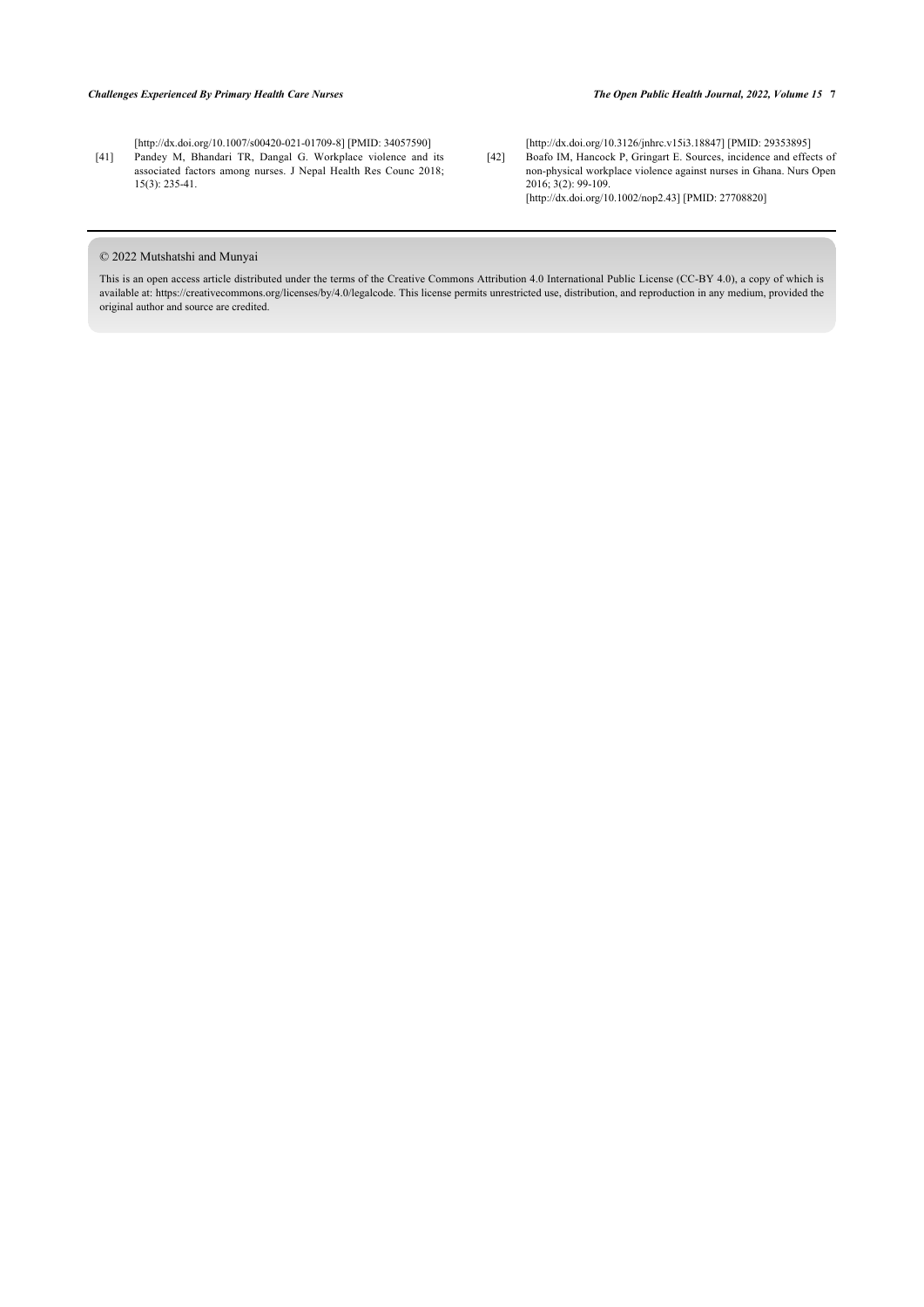[http://dx.doi.org/10.1007/s00420-021-01709-8] [PMID: 34057590]

[41] Pandey M, Bhandari TR, Dangal G. Workplace violence and its associated factors among nurses. J Nepal Health Res Counc 2018; 15(3): 235-41.
[http://dx.doi.org/10.3126/jnhrc.v15i3.18847] [PMID: 29353895]

[42] Boafo IM, Hancock P, Gringart E. Sources, incidence and effects of non-physical workplace violence against nurses in Ghana. Nurs Open 2016; 3(2): 99-109.
[http://dx.doi.org/10.1002/nop2.43] [PMID: 27708820]

© 2022 Mutshatshi and Munyai

This is an open access article distributed under the terms of the Creative Commons Attribution 4.0 International Public License (CC-BY 4.0), a copy of which is available at: https://creativecommons.org/licenses/by/4.0/legalcode. This license permits unrestricted use, distribution, and reproduction in any medium, provided the original author and source are credited.